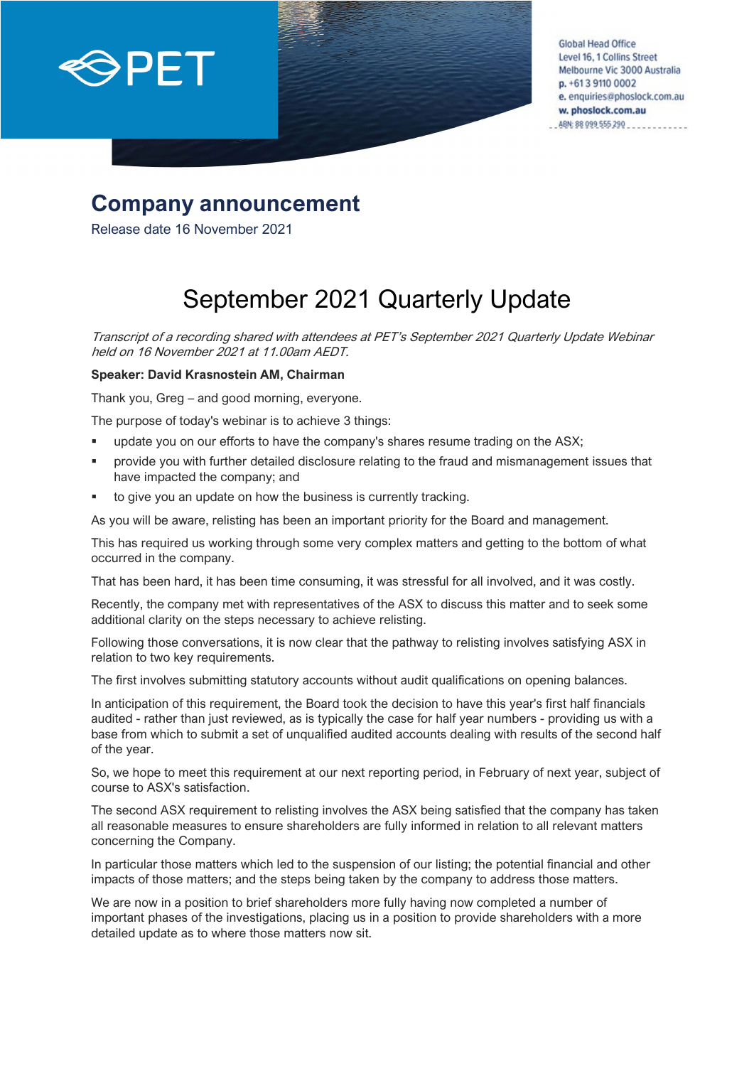PET

Global Head Office
Level 16, 1 Collins Street
Melbourne Vic 3000 Australia
p. +61 3 9110 0002
e. enquiries@phoslock.com.au
w. phoslock.com.au
ABN: 88 099 555 290

# Company announcement

Release date 16 November 2021

# September 2021 Quarterly Update

*Transcript of a recording shared with attendees at PET's September 2021 Quarterly Update Webinar held on 16 November 2021 at 11.00am AEDT.*

**Speaker: David Krasnostein AM, Chairman**

Thank you, Greg – and good morning, everyone.

The purpose of today's webinar is to achieve 3 things:

- update you on our efforts to have the company's shares resume trading on the ASX;
- provide you with further detailed disclosure relating to the fraud and mismanagement issues that have impacted the company; and
- to give you an update on how the business is currently tracking.

As you will be aware, relisting has been an important priority for the Board and management.

This has required us working through some very complex matters and getting to the bottom of what occurred in the company.

That has been hard, it has been time consuming, it was stressful for all involved, and it was costly.

Recently, the company met with representatives of the ASX to discuss this matter and to seek some additional clarity on the steps necessary to achieve relisting.

Following those conversations, it is now clear that the pathway to relisting involves satisfying ASX in relation to two key requirements.

The first involves submitting statutory accounts without audit qualifications on opening balances.

In anticipation of this requirement, the Board took the decision to have this year's first half financials audited - rather than just reviewed, as is typically the case for half year numbers - providing us with a base from which to submit a set of unqualified audited accounts dealing with results of the second half of the year.

So, we hope to meet this requirement at our next reporting period, in February of next year, subject of course to ASX's satisfaction.

The second ASX requirement to relisting involves the ASX being satisfied that the company has taken all reasonable measures to ensure shareholders are fully informed in relation to all relevant matters concerning the Company.

In particular those matters which led to the suspension of our listing; the potential financial and other impacts of those matters; and the steps being taken by the company to address those matters.

We are now in a position to brief shareholders more fully having now completed a number of important phases of the investigations, placing us in a position to provide shareholders with a more detailed update as to where those matters now sit.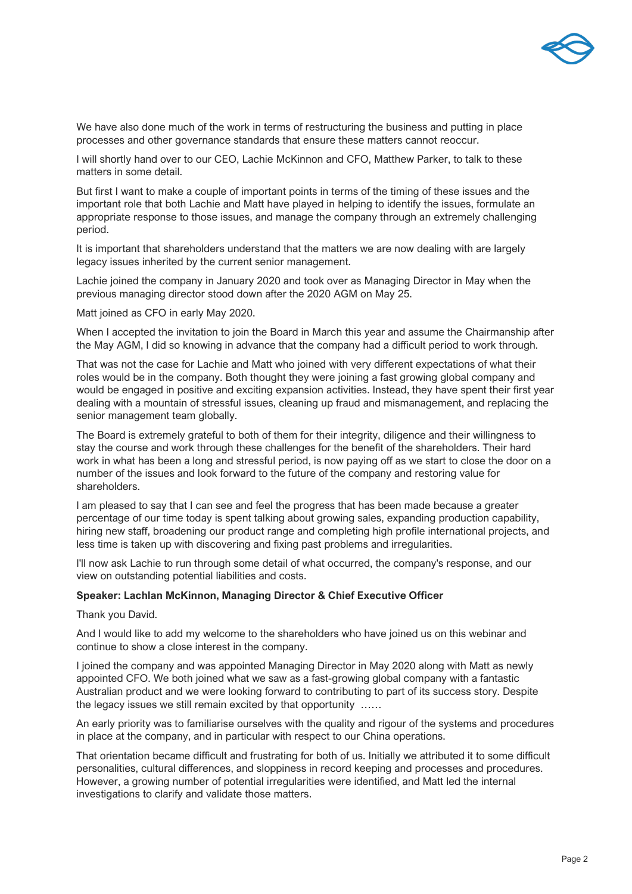We have also done much of the work in terms of restructuring the business and putting in place processes and other governance standards that ensure these matters cannot reoccur.

I will shortly hand over to our CEO, Lachie McKinnon and CFO, Matthew Parker, to talk to these matters in some detail.

But first I want to make a couple of important points in terms of the timing of these issues and the important role that both Lachie and Matt have played in helping to identify the issues, formulate an appropriate response to those issues, and manage the company through an extremely challenging period.

It is important that shareholders understand that the matters we are now dealing with are largely legacy issues inherited by the current senior management.

Lachie joined the company in January 2020 and took over as Managing Director in May when the previous managing director stood down after the 2020 AGM on May 25.

Matt joined as CFO in early May 2020.

When I accepted the invitation to join the Board in March this year and assume the Chairmanship after the May AGM, I did so knowing in advance that the company had a difficult period to work through.

That was not the case for Lachie and Matt who joined with very different expectations of what their roles would be in the company. Both thought they were joining a fast growing global company and would be engaged in positive and exciting expansion activities. Instead, they have spent their first year dealing with a mountain of stressful issues, cleaning up fraud and mismanagement, and replacing the senior management team globally.

The Board is extremely grateful to both of them for their integrity, diligence and their willingness to stay the course and work through these challenges for the benefit of the shareholders. Their hard work in what has been a long and stressful period, is now paying off as we start to close the door on a number of the issues and look forward to the future of the company and restoring value for shareholders.

I am pleased to say that I can see and feel the progress that has been made because a greater percentage of our time today is spent talking about growing sales, expanding production capability, hiring new staff, broadening our product range and completing high profile international projects, and less time is taken up with discovering and fixing past problems and irregularities.

I'll now ask Lachie to run through some detail of what occurred, the company's response, and our view on outstanding potential liabilities and costs.

**Speaker: Lachlan McKinnon, Managing Director & Chief Executive Officer**

Thank you David.

And I would like to add my welcome to the shareholders who have joined us on this webinar and continue to show a close interest in the company.

I joined the company and was appointed Managing Director in May 2020 along with Matt as newly appointed CFO. We both joined what we saw as a fast-growing global company with a fantastic Australian product and we were looking forward to contributing to part of its success story. Despite the legacy issues we still remain excited by that opportunity ……

An early priority was to familiarise ourselves with the quality and rigour of the systems and procedures in place at the company, and in particular with respect to our China operations.

That orientation became difficult and frustrating for both of us. Initially we attributed it to some difficult personalities, cultural differences, and sloppiness in record keeping and processes and procedures. However, a growing number of potential irregularities were identified, and Matt led the internal investigations to clarify and validate those matters.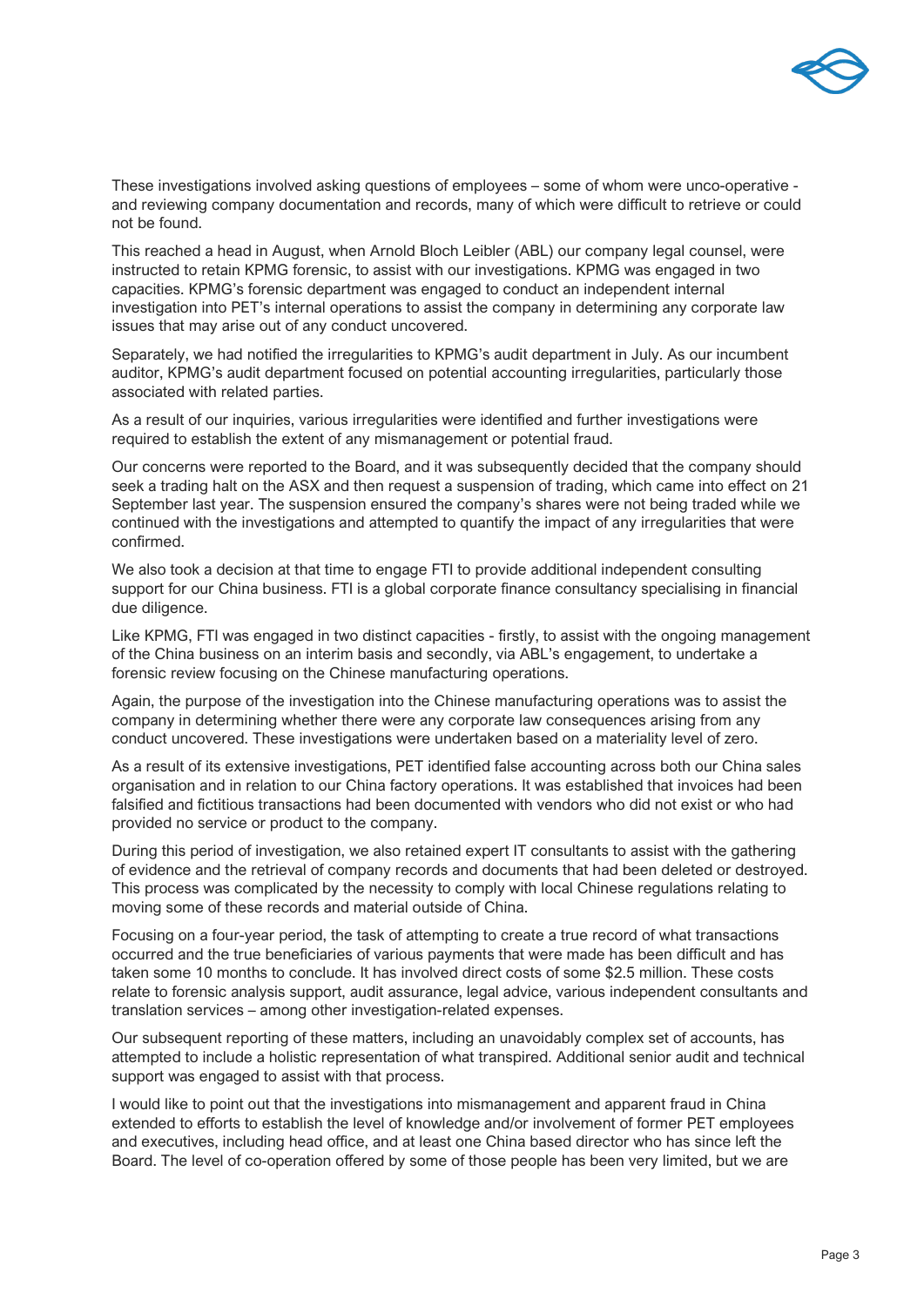These investigations involved asking questions of employees – some of whom were unco-operative - and reviewing company documentation and records, many of which were difficult to retrieve or could not be found.

This reached a head in August, when Arnold Bloch Leibler (ABL) our company legal counsel, were instructed to retain KPMG forensic, to assist with our investigations. KPMG was engaged in two capacities. KPMG's forensic department was engaged to conduct an independent internal investigation into PET's internal operations to assist the company in determining any corporate law issues that may arise out of any conduct uncovered.

Separately, we had notified the irregularities to KPMG's audit department in July. As our incumbent auditor, KPMG's audit department focused on potential accounting irregularities, particularly those associated with related parties.

As a result of our inquiries, various irregularities were identified and further investigations were required to establish the extent of any mismanagement or potential fraud.

Our concerns were reported to the Board, and it was subsequently decided that the company should seek a trading halt on the ASX and then request a suspension of trading, which came into effect on 21 September last year. The suspension ensured the company's shares were not being traded while we continued with the investigations and attempted to quantify the impact of any irregularities that were confirmed.

We also took a decision at that time to engage FTI to provide additional independent consulting support for our China business. FTI is a global corporate finance consultancy specialising in financial due diligence.

Like KPMG, FTI was engaged in two distinct capacities - firstly, to assist with the ongoing management of the China business on an interim basis and secondly, via ABL's engagement, to undertake a forensic review focusing on the Chinese manufacturing operations.

Again, the purpose of the investigation into the Chinese manufacturing operations was to assist the company in determining whether there were any corporate law consequences arising from any conduct uncovered. These investigations were undertaken based on a materiality level of zero.

As a result of its extensive investigations, PET identified false accounting across both our China sales organisation and in relation to our China factory operations. It was established that invoices had been falsified and fictitious transactions had been documented with vendors who did not exist or who had provided no service or product to the company.

During this period of investigation, we also retained expert IT consultants to assist with the gathering of evidence and the retrieval of company records and documents that had been deleted or destroyed. This process was complicated by the necessity to comply with local Chinese regulations relating to moving some of these records and material outside of China.

Focusing on a four-year period, the task of attempting to create a true record of what transactions occurred and the true beneficiaries of various payments that were made has been difficult and has taken some 10 months to conclude. It has involved direct costs of some $2.5 million. These costs relate to forensic analysis support, audit assurance, legal advice, various independent consultants and translation services – among other investigation-related expenses.

Our subsequent reporting of these matters, including an unavoidably complex set of accounts, has attempted to include a holistic representation of what transpired. Additional senior audit and technical support was engaged to assist with that process.

I would like to point out that the investigations into mismanagement and apparent fraud in China extended to efforts to establish the level of knowledge and/or involvement of former PET employees and executives, including head office, and at least one China based director who has since left the Board. The level of co-operation offered by some of those people has been very limited, but we are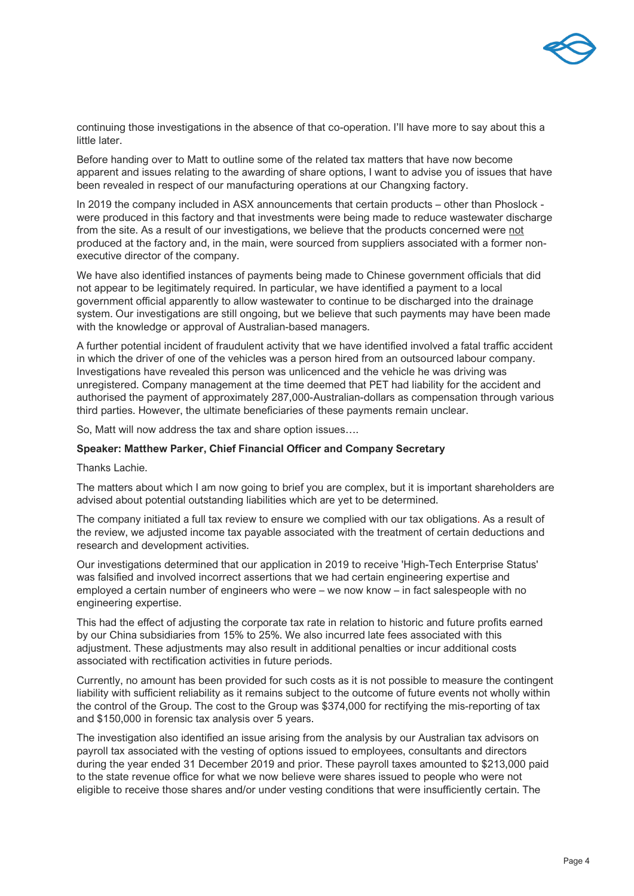continuing those investigations in the absence of that co-operation. I'll have more to say about this a little later.

Before handing over to Matt to outline some of the related tax matters that have now become apparent and issues relating to the awarding of share options, I want to advise you of issues that have been revealed in respect of our manufacturing operations at our Changxing factory.

In 2019 the company included in ASX announcements that certain products – other than Phoslock - were produced in this factory and that investments were being made to reduce wastewater discharge from the site. As a result of our investigations, we believe that the products concerned were <u>not</u> produced at the factory and, in the main, were sourced from suppliers associated with a former non-executive director of the company.

We have also identified instances of payments being made to Chinese government officials that did not appear to be legitimately required. In particular, we have identified a payment to a local government official apparently to allow wastewater to continue to be discharged into the drainage system. Our investigations are still ongoing, but we believe that such payments may have been made with the knowledge or approval of Australian-based managers.

A further potential incident of fraudulent activity that we have identified involved a fatal traffic accident in which the driver of one of the vehicles was a person hired from an outsourced labour company. Investigations have revealed this person was unlicenced and the vehicle he was driving was unregistered. Company management at the time deemed that PET had liability for the accident and authorised the payment of approximately 287,000-Australian-dollars as compensation through various third parties. However, the ultimate beneficiaries of these payments remain unclear.

So, Matt will now address the tax and share option issues….

**Speaker: Matthew Parker, Chief Financial Officer and Company Secretary**

Thanks Lachie.

The matters about which I am now going to brief you are complex, but it is important shareholders are advised about potential outstanding liabilities which are yet to be determined.

The company initiated a full tax review to ensure we complied with our tax obligations. As a result of the review, we adjusted income tax payable associated with the treatment of certain deductions and research and development activities.

Our investigations determined that our application in 2019 to receive 'High-Tech Enterprise Status' was falsified and involved incorrect assertions that we had certain engineering expertise and employed a certain number of engineers who were – we now know – in fact salespeople with no engineering expertise.

This had the effect of adjusting the corporate tax rate in relation to historic and future profits earned by our China subsidiaries from 15% to 25%. We also incurred late fees associated with this adjustment. These adjustments may also result in additional penalties or incur additional costs associated with rectification activities in future periods.

Currently, no amount has been provided for such costs as it is not possible to measure the contingent liability with sufficient reliability as it remains subject to the outcome of future events not wholly within the control of the Group. The cost to the Group was $374,000 for rectifying the mis-reporting of tax and $150,000 in forensic tax analysis over 5 years.

The investigation also identified an issue arising from the analysis by our Australian tax advisors on payroll tax associated with the vesting of options issued to employees, consultants and directors during the year ended 31 December 2019 and prior. These payroll taxes amounted to $213,000 paid to the state revenue office for what we now believe were shares issued to people who were not eligible to receive those shares and/or under vesting conditions that were insufficiently certain. The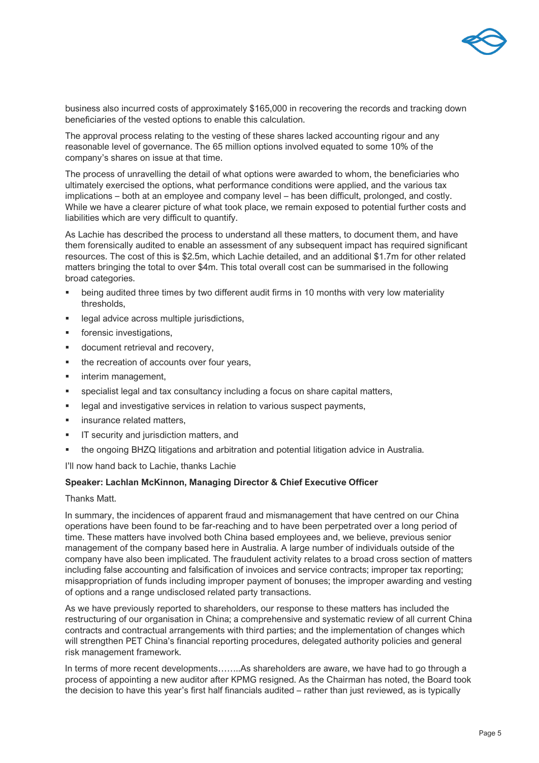business also incurred costs of approximately $165,000 in recovering the records and tracking down beneficiaries of the vested options to enable this calculation.

The approval process relating to the vesting of these shares lacked accounting rigour and any reasonable level of governance. The 65 million options involved equated to some 10% of the company's shares on issue at that time.

The process of unravelling the detail of what options were awarded to whom, the beneficiaries who ultimately exercised the options, what performance conditions were applied, and the various tax implications – both at an employee and company level – has been difficult, prolonged, and costly. While we have a clearer picture of what took place, we remain exposed to potential further costs and liabilities which are very difficult to quantify.

As Lachie has described the process to understand all these matters, to document them, and have them forensically audited to enable an assessment of any subsequent impact has required significant resources. The cost of this is $2.5m, which Lachie detailed, and an additional $1.7m for other related matters bringing the total to over $4m. This total overall cost can be summarised in the following broad categories.

- being audited three times by two different audit firms in 10 months with very low materiality thresholds,
- legal advice across multiple jurisdictions,
- forensic investigations,
- document retrieval and recovery,
- the recreation of accounts over four years,
- interim management,
- specialist legal and tax consultancy including a focus on share capital matters,
- legal and investigative services in relation to various suspect payments,
- insurance related matters,
- IT security and jurisdiction matters, and
- the ongoing BHZQ litigations and arbitration and potential litigation advice in Australia.

I'll now hand back to Lachie, thanks Lachie

**Speaker: Lachlan McKinnon, Managing Director & Chief Executive Officer**

Thanks Matt.

In summary, the incidences of apparent fraud and mismanagement that have centred on our China operations have been found to be far-reaching and to have been perpetrated over a long period of time. These matters have involved both China based employees and, we believe, previous senior management of the company based here in Australia. A large number of individuals outside of the company have also been implicated. The fraudulent activity relates to a broad cross section of matters including false accounting and falsification of invoices and service contracts; improper tax reporting; misappropriation of funds including improper payment of bonuses; the improper awarding and vesting of options and a range undisclosed related party transactions.

As we have previously reported to shareholders, our response to these matters has included the restructuring of our organisation in China; a comprehensive and systematic review of all current China contracts and contractual arrangements with third parties; and the implementation of changes which will strengthen PET China's financial reporting procedures, delegated authority policies and general risk management framework.

In terms of more recent developments……..As shareholders are aware, we have had to go through a process of appointing a new auditor after KPMG resigned. As the Chairman has noted, the Board took the decision to have this year's first half financials audited – rather than just reviewed, as is typically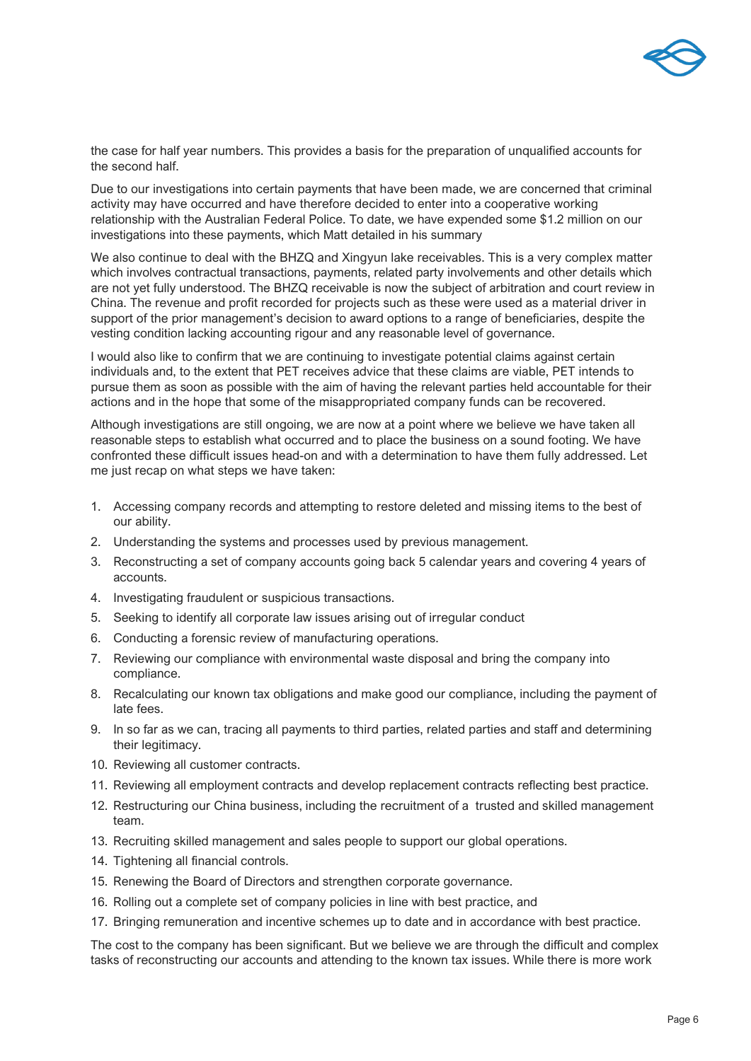the case for half year numbers. This provides a basis for the preparation of unqualified accounts for the second half.

Due to our investigations into certain payments that have been made, we are concerned that criminal activity may have occurred and have therefore decided to enter into a cooperative working relationship with the Australian Federal Police. To date, we have expended some $1.2 million on our investigations into these payments, which Matt detailed in his summary

We also continue to deal with the BHZQ and Xingyun lake receivables. This is a very complex matter which involves contractual transactions, payments, related party involvements and other details which are not yet fully understood. The BHZQ receivable is now the subject of arbitration and court review in China. The revenue and profit recorded for projects such as these were used as a material driver in support of the prior management's decision to award options to a range of beneficiaries, despite the vesting condition lacking accounting rigour and any reasonable level of governance.

I would also like to confirm that we are continuing to investigate potential claims against certain individuals and, to the extent that PET receives advice that these claims are viable, PET intends to pursue them as soon as possible with the aim of having the relevant parties held accountable for their actions and in the hope that some of the misappropriated company funds can be recovered.

Although investigations are still ongoing, we are now at a point where we believe we have taken all reasonable steps to establish what occurred and to place the business on a sound footing. We have confronted these difficult issues head-on and with a determination to have them fully addressed. Let me just recap on what steps we have taken:

1. Accessing company records and attempting to restore deleted and missing items to the best of our ability.
2. Understanding the systems and processes used by previous management.
3. Reconstructing a set of company accounts going back 5 calendar years and covering 4 years of accounts.
4. Investigating fraudulent or suspicious transactions.
5. Seeking to identify all corporate law issues arising out of irregular conduct
6. Conducting a forensic review of manufacturing operations.
7. Reviewing our compliance with environmental waste disposal and bring the company into compliance.
8. Recalculating our known tax obligations and make good our compliance, including the payment of late fees.
9. In so far as we can, tracing all payments to third parties, related parties and staff and determining their legitimacy.
10. Reviewing all customer contracts.
11. Reviewing all employment contracts and develop replacement contracts reflecting best practice.
12. Restructuring our China business, including the recruitment of a trusted and skilled management team.
13. Recruiting skilled management and sales people to support our global operations.
14. Tightening all financial controls.
15. Renewing the Board of Directors and strengthen corporate governance.
16. Rolling out a complete set of company policies in line with best practice, and
17. Bringing remuneration and incentive schemes up to date and in accordance with best practice.

The cost to the company has been significant. But we believe we are through the difficult and complex tasks of reconstructing our accounts and attending to the known tax issues. While there is more work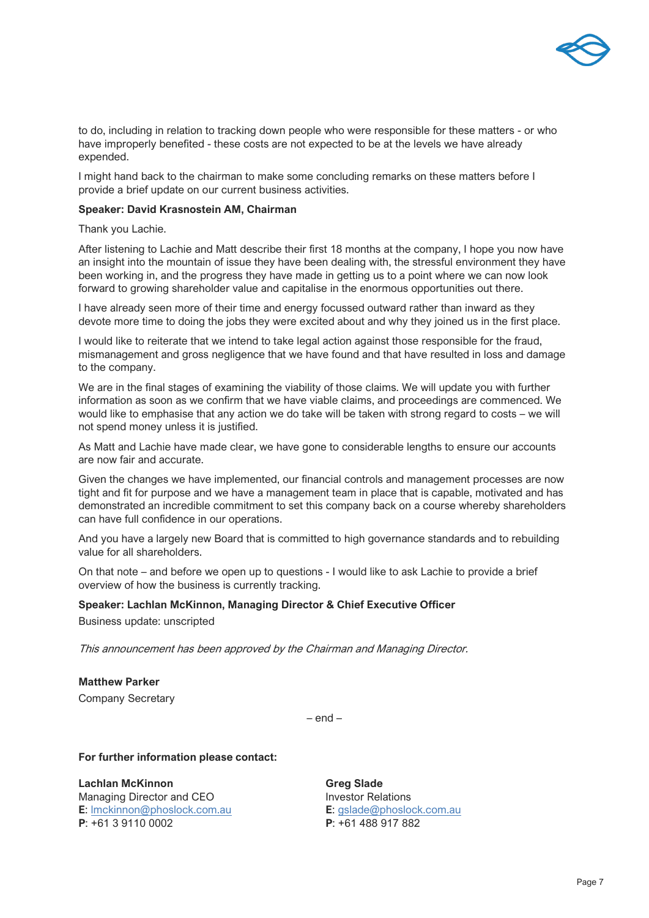to do, including in relation to tracking down people who were responsible for these matters - or who have improperly benefited - these costs are not expected to be at the levels we have already expended.

I might hand back to the chairman to make some concluding remarks on these matters before I provide a brief update on our current business activities.

**Speaker: David Krasnostein AM, Chairman**

Thank you Lachie.

After listening to Lachie and Matt describe their first 18 months at the company, I hope you now have an insight into the mountain of issue they have been dealing with, the stressful environment they have been working in, and the progress they have made in getting us to a point where we can now look forward to growing shareholder value and capitalise in the enormous opportunities out there.

I have already seen more of their time and energy focussed outward rather than inward as they devote more time to doing the jobs they were excited about and why they joined us in the first place.

I would like to reiterate that we intend to take legal action against those responsible for the fraud, mismanagement and gross negligence that we have found and that have resulted in loss and damage to the company.

We are in the final stages of examining the viability of those claims. We will update you with further information as soon as we confirm that we have viable claims, and proceedings are commenced. We would like to emphasise that any action we do take will be taken with strong regard to costs – we will not spend money unless it is justified.

As Matt and Lachie have made clear, we have gone to considerable lengths to ensure our accounts are now fair and accurate.

Given the changes we have implemented, our financial controls and management processes are now tight and fit for purpose and we have a management team in place that is capable, motivated and has demonstrated an incredible commitment to set this company back on a course whereby shareholders can have full confidence in our operations.

And you have a largely new Board that is committed to high governance standards and to rebuilding value for all shareholders.

On that note – and before we open up to questions - I would like to ask Lachie to provide a brief overview of how the business is currently tracking.

**Speaker: Lachlan McKinnon, Managing Director & Chief Executive Officer**

Business update: unscripted

*This announcement has been approved by the Chairman and Managing Director.*

**Matthew Parker**
Company Secretary

– end –

**For further information please contact:**

**Lachlan McKinnon**
Managing Director and CEO
**E**: lmckinnon@phoslock.com.au
**P**: +61 3 9110 0002

**Greg Slade**
Investor Relations
**E**: gslade@phoslock.com.au
**P**: +61 488 917 882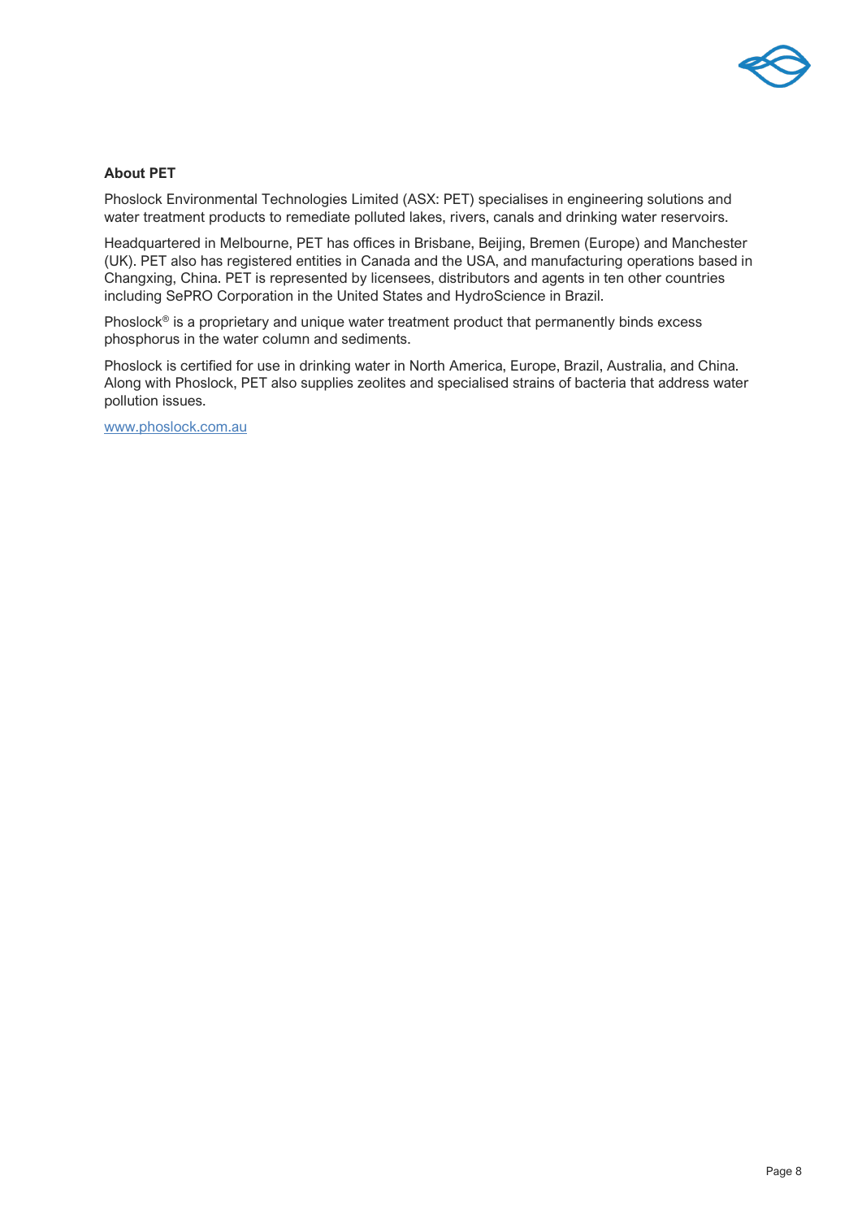**About PET**

Phoslock Environmental Technologies Limited (ASX: PET) specialises in engineering solutions and water treatment products to remediate polluted lakes, rivers, canals and drinking water reservoirs.

Headquartered in Melbourne, PET has offices in Brisbane, Beijing, Bremen (Europe) and Manchester (UK). PET also has registered entities in Canada and the USA, and manufacturing operations based in Changxing, China. PET is represented by licensees, distributors and agents in ten other countries including SePRO Corporation in the United States and HydroScience in Brazil.

Phoslock® is a proprietary and unique water treatment product that permanently binds excess phosphorus in the water column and sediments.

Phoslock is certified for use in drinking water in North America, Europe, Brazil, Australia, and China. Along with Phoslock, PET also supplies zeolites and specialised strains of bacteria that address water pollution issues.

www.phoslock.com.au